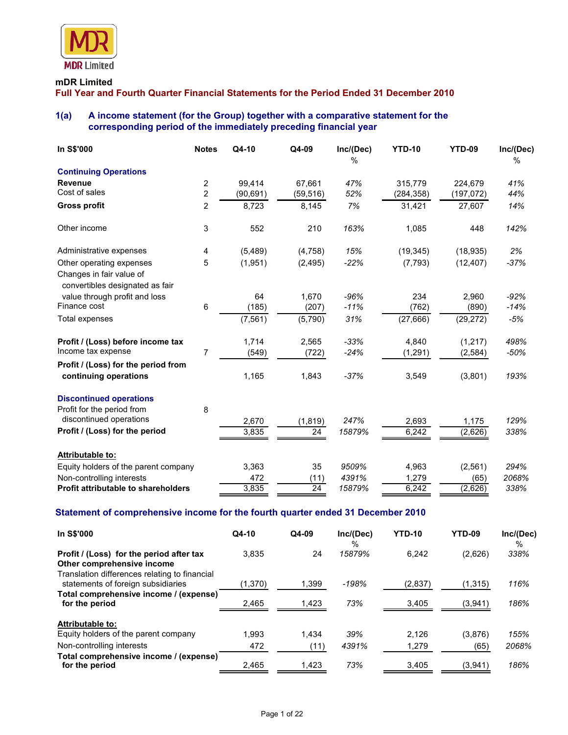**mDR Limited**

## Full Year and Fourth Quarter Financial Statements for the Period Ended 31 December 2010

### 1(a) A income statement (for the Group) together with a comparative statement for the corresponding period of the immediately preceding financial year

| In S$'000 | Notes | Q4-10 | Q4-09 | Inc/(Dec) % | YTD-10 | YTD-09 | Inc/(Dec) % |
|---|---|---|---|---|---|---|---|
| **Continuing Operations** | | | | | | | |
| **Revenue** | 2 | 99,414 | 67,661 | *47%* | 315,779 | 224,679 | *41%* |
| Cost of sales | 2 | (90,691) | (59,516) | *52%* | (284,358) | (197,072) | *44%* |
| **Gross profit** | 2 | 8,723 | 8,145 | *7%* | 31,421 | 27,607 | *14%* |
| Other income | 3 | 552 | 210 | *163%* | 1,085 | 448 | *142%* |
| Administrative expenses | 4 | (5,489) | (4,758) | *15%* | (19,345) | (18,935) | *2%* |
| Other operating expenses | 5 | (1,951) | (2,495) | *-22%* | (7,793) | (12,407) | *-37%* |
| Changes in fair value of convertibles designated as fair value through profit and loss | | 64 | 1,670 | *-96%* | 234 | 2,960 | *-92%* |
| Finance cost | 6 | (185) | (207) | *-11%* | (762) | (890) | *-14%* |
| Total expenses | | (7,561) | (5,790) | *31%* | (27,666) | (29,272) | *-5%* |
| **Profit / (Loss) before income tax** | | 1,714 | 2,565 | *-33%* | 4,840 | (1,217) | *498%* |
| Income tax expense | 7 | (549) | (722) | *-24%* | (1,291) | (2,584) | *-50%* |
| **Profit / (Loss) for the period from continuing operations** | | 1,165 | 1,843 | *-37%* | 3,549 | (3,801) | *193%* |
| **Discontinued operations** | | | | | | | |
| Profit for the period from discontinued operations | 8 | 2,670 | (1,819) | *247%* | 2,693 | 1,175 | *129%* |
| **Profit / (Loss) for the period** | | 3,835 | 24 | *15879%* | 6,242 | (2,626) | *338%* |
| **Attributable to:** | | | | | | | |
| Equity holders of the parent company | | 3,363 | 35 | *9509%* | 4,963 | (2,561) | *294%* |
| Non-controlling interests | | 472 | (11) | *4391%* | 1,279 | (65) | *2068%* |
| **Profit attributable to shareholders** | | 3,835 | 24 | *15879%* | 6,242 | (2,626) | *338%* |

### Statement of comprehensive income for the fourth quarter ended 31 December 2010

| In S$'000 | Q4-10 | Q4-09 | Inc/(Dec) % | YTD-10 | YTD-09 | Inc/(Dec) % |
|---|---|---|---|---|---|---|
| **Profit / (Loss) for the period after tax** | 3,835 | 24 | *15879%* | 6,242 | (2,626) | *338%* |
| **Other comprehensive income** | | | | | | |
| Translation differences relating to financial statements of foreign subsidiaries | (1,370) | 1,399 | *-198%* | (2,837) | (1,315) | *116%* |
| **Total comprehensive income / (expense) for the period** | 2,465 | 1,423 | *73%* | 3,405 | (3,941) | *186%* |
| **Attributable to:** | | | | | | |
| Equity holders of the parent company | 1,993 | 1,434 | *39%* | 2,126 | (3,876) | *155%* |
| Non-controlling interests | 472 | (11) | *4391%* | 1,279 | (65) | *2068%* |
| **Total comprehensive income / (expense) for the period** | 2,465 | 1,423 | *73%* | 3,405 | (3,941) | *186%* |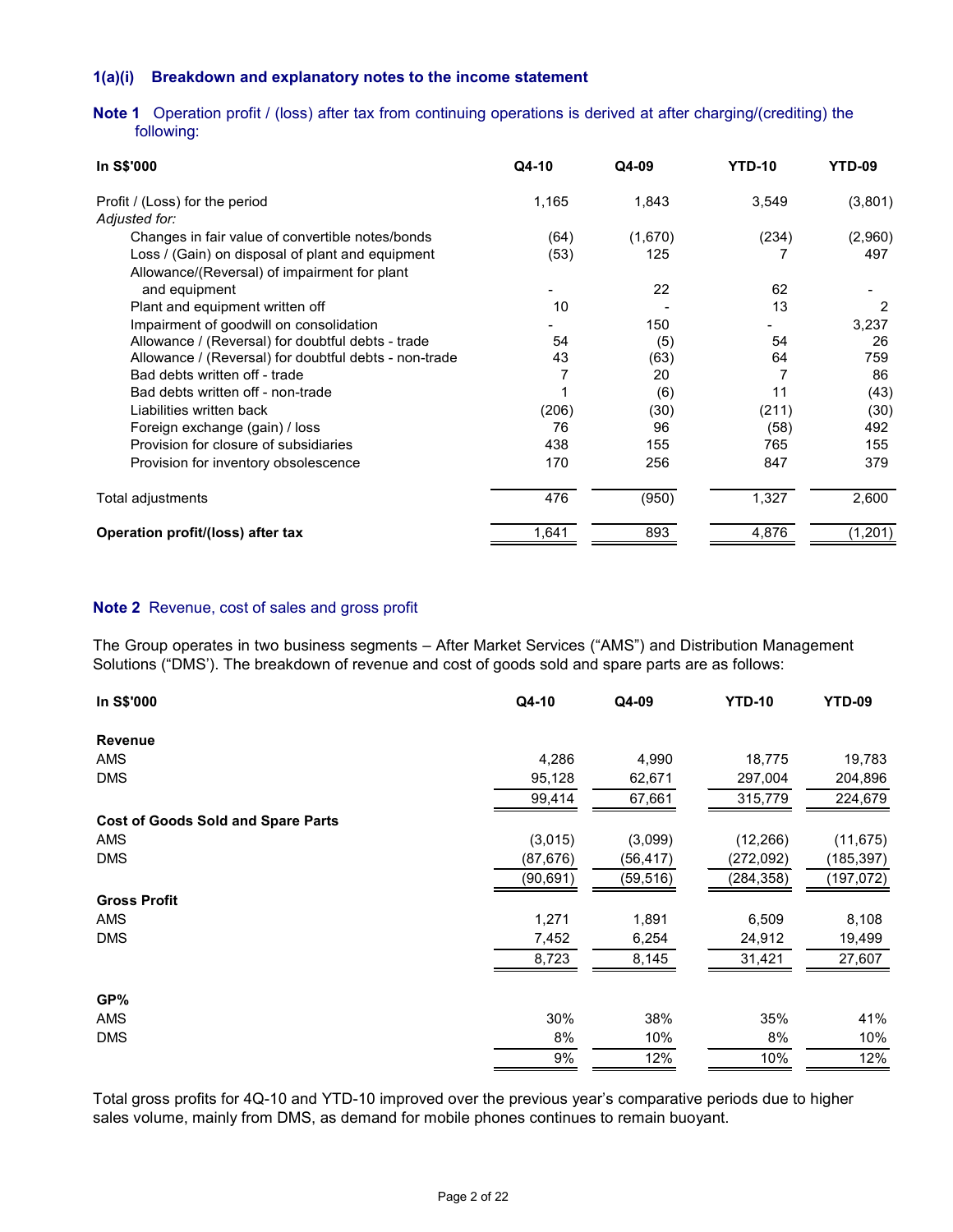### 1(a)(i) Breakdown and explanatory notes to the income statement

**Note 1** Operation profit / (loss) after tax from continuing operations is derived at after charging/(crediting) the following:

| In S$'000 | Q4-10 | Q4-09 | YTD-10 | YTD-09 |
|---|---|---|---|---|
| Profit / (Loss) for the period | 1,165 | 1,843 | 3,549 | (3,801) |
| *Adjusted for:* | | | | |
| Changes in fair value of convertible notes/bonds | (64) | (1,670) | (234) | (2,960) |
| Loss / (Gain) on disposal of plant and equipment | (53) | 125 | 7 | 497 |
| Allowance/(Reversal) of impairment for plant and equipment | - | 22 | 62 | - |
| Plant and equipment written off | 10 | - | 13 | 2 |
| Impairment of goodwill on consolidation | - | 150 | - | 3,237 |
| Allowance / (Reversal) for doubtful debts - trade | 54 | (5) | 54 | 26 |
| Allowance / (Reversal) for doubtful debts - non-trade | 43 | (63) | 64 | 759 |
| Bad debts written off - trade | 7 | 20 | 7 | 86 |
| Bad debts written off - non-trade | 1 | (6) | 11 | (43) |
| Liabilities written back | (206) | (30) | (211) | (30) |
| Foreign exchange (gain) / loss | 76 | 96 | (58) | 492 |
| Provision for closure of subsidiaries | 438 | 155 | 765 | 155 |
| Provision for inventory obsolescence | 170 | 256 | 847 | 379 |
| Total adjustments | 476 | (950) | 1,327 | 2,600 |
| **Operation profit/(loss) after tax** | 1,641 | 893 | 4,876 | (1,201) |

**Note 2** Revenue, cost of sales and gross profit

The Group operates in two business segments – After Market Services ("AMS") and Distribution Management Solutions ("DMS'). The breakdown of revenue and cost of goods sold and spare parts are as follows:

| In S$'000 | Q4-10 | Q4-09 | YTD-10 | YTD-09 |
|---|---|---|---|---|
| **Revenue** | | | | |
| AMS | 4,286 | 4,990 | 18,775 | 19,783 |
| DMS | 95,128 | 62,671 | 297,004 | 204,896 |
| | 99,414 | 67,661 | 315,779 | 224,679 |
| **Cost of Goods Sold and Spare Parts** | | | | |
| AMS | (3,015) | (3,099) | (12,266) | (11,675) |
| DMS | (87,676) | (56,417) | (272,092) | (185,397) |
| | (90,691) | (59,516) | (284,358) | (197,072) |
| **Gross Profit** | | | | |
| AMS | 1,271 | 1,891 | 6,509 | 8,108 |
| DMS | 7,452 | 6,254 | 24,912 | 19,499 |
| | 8,723 | 8,145 | 31,421 | 27,607 |
| **GP%** | | | | |
| AMS | 30% | 38% | 35% | 41% |
| DMS | 8% | 10% | 8% | 10% |
| | 9% | 12% | 10% | 12% |

Total gross profits for 4Q-10 and YTD-10 improved over the previous year's comparative periods due to higher sales volume, mainly from DMS, as demand for mobile phones continues to remain buoyant.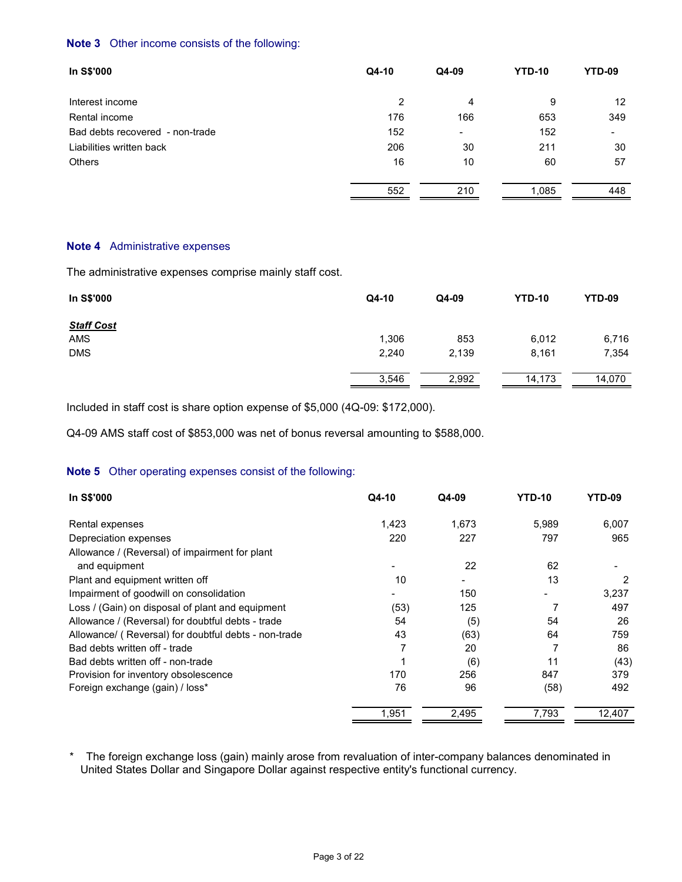**Note 3** Other income consists of the following:

| In S$'000 | Q4-10 | Q4-09 | YTD-10 | YTD-09 |
|---|---|---|---|---|
| Interest income | 2 | 4 | 9 | 12 |
| Rental income | 176 | 166 | 653 | 349 |
| Bad debts recovered - non-trade | 152 | - | 152 | - |
| Liabilities written back | 206 | 30 | 211 | 30 |
| Others | 16 | 10 | 60 | 57 |
| | 552 | 210 | 1,085 | 448 |

**Note 4** Administrative expenses

The administrative expenses comprise mainly staff cost.

| In S$'000 | Q4-10 | Q4-09 | YTD-10 | YTD-09 |
|---|---|---|---|---|
| ***Staff Cost*** | | | | |
| AMS | 1,306 | 853 | 6,012 | 6,716 |
| DMS | 2,240 | 2,139 | 8,161 | 7,354 |
| | 3,546 | 2,992 | 14,173 | 14,070 |

Included in staff cost is share option expense of $5,000 (4Q-09: $172,000).

Q4-09 AMS staff cost of $853,000 was net of bonus reversal amounting to $588,000.

**Note 5** Other operating expenses consist of the following:

| In S$'000 | Q4-10 | Q4-09 | YTD-10 | YTD-09 |
|---|---|---|---|---|
| Rental expenses | 1,423 | 1,673 | 5,989 | 6,007 |
| Depreciation expenses | 220 | 227 | 797 | 965 |
| Allowance / (Reversal) of impairment for plant and equipment | - | 22 | 62 | - |
| Plant and equipment written off | 10 | - | 13 | 2 |
| Impairment of goodwill on consolidation | - | 150 | - | 3,237 |
| Loss / (Gain) on disposal of plant and equipment | (53) | 125 | 7 | 497 |
| Allowance / (Reversal) for doubtful debts - trade | 54 | (5) | 54 | 26 |
| Allowance/ ( Reversal) for doubtful debts - non-trade | 43 | (63) | 64 | 759 |
| Bad debts written off - trade | 7 | 20 | 7 | 86 |
| Bad debts written off - non-trade | 1 | (6) | 11 | (43) |
| Provision for inventory obsolescence | 170 | 256 | 847 | 379 |
| Foreign exchange (gain) / loss* | 76 | 96 | (58) | 492 |
| | 1,951 | 2,495 | 7,793 | 12,407 |

\* The foreign exchange loss (gain) mainly arose from revaluation of inter-company balances denominated in United States Dollar and Singapore Dollar against respective entity's functional currency.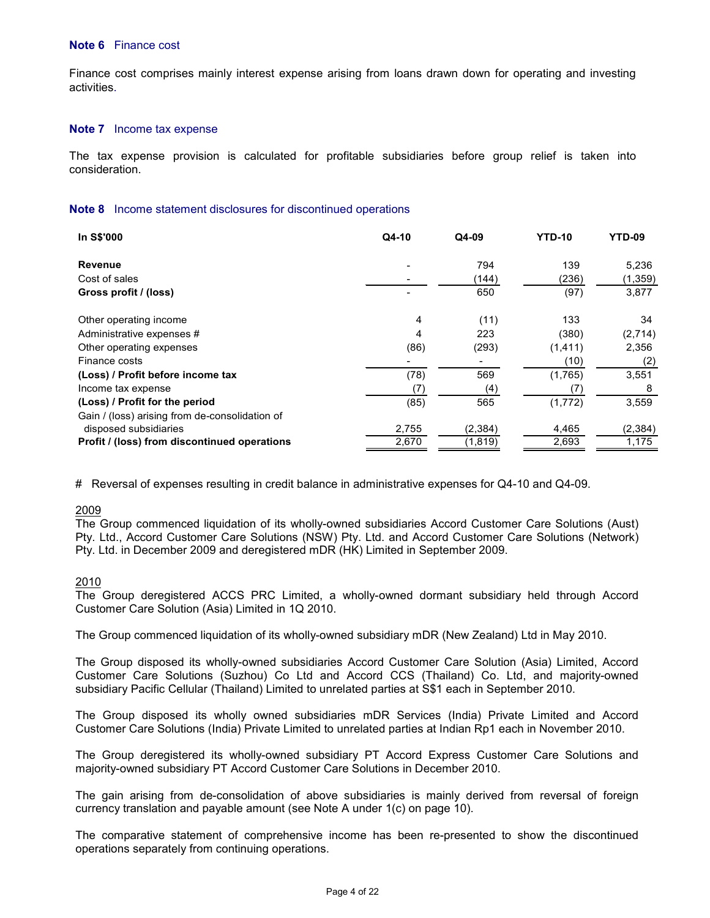**Note 6** Finance cost

Finance cost comprises mainly interest expense arising from loans drawn down for operating and investing activities.

**Note 7** Income tax expense

The tax expense provision is calculated for profitable subsidiaries before group relief is taken into consideration.

**Note 8** Income statement disclosures for discontinued operations

| In S$'000 | Q4-10 | Q4-09 | YTD-10 | YTD-09 |
|---|---|---|---|---|
| **Revenue** | - | 794 | 139 | 5,236 |
| Cost of sales | - | (144) | (236) | (1,359) |
| **Gross profit / (loss)** | - | 650 | (97) | 3,877 |
| Other operating income | 4 | (11) | 133 | 34 |
| Administrative expenses # | 4 | 223 | (380) | (2,714) |
| Other operating expenses | (86) | (293) | (1,411) | 2,356 |
| Finance costs | - | - | (10) | (2) |
| **(Loss) / Profit before income tax** | (78) | 569 | (1,765) | 3,551 |
| Income tax expense | (7) | (4) | (7) | 8 |
| **(Loss) / Profit for the period** | (85) | 565 | (1,772) | 3,559 |
| Gain / (loss) arising from de-consolidation of disposed subsidiaries | 2,755 | (2,384) | 4,465 | (2,384) |
| **Profit / (loss) from discontinued operations** | 2,670 | (1,819) | 2,693 | 1,175 |

# Reversal of expenses resulting in credit balance in administrative expenses for Q4-10 and Q4-09.

2009

The Group commenced liquidation of its wholly-owned subsidiaries Accord Customer Care Solutions (Aust) Pty. Ltd., Accord Customer Care Solutions (NSW) Pty. Ltd. and Accord Customer Care Solutions (Network) Pty. Ltd. in December 2009 and deregistered mDR (HK) Limited in September 2009.

2010

The Group deregistered ACCS PRC Limited, a wholly-owned dormant subsidiary held through Accord Customer Care Solution (Asia) Limited in 1Q 2010.

The Group commenced liquidation of its wholly-owned subsidiary mDR (New Zealand) Ltd in May 2010.

The Group disposed its wholly-owned subsidiaries Accord Customer Care Solution (Asia) Limited, Accord Customer Care Solutions (Suzhou) Co Ltd and Accord CCS (Thailand) Co. Ltd, and majority-owned subsidiary Pacific Cellular (Thailand) Limited to unrelated parties at S$1 each in September 2010.

The Group disposed its wholly owned subsidiaries mDR Services (India) Private Limited and Accord Customer Care Solutions (India) Private Limited to unrelated parties at Indian Rp1 each in November 2010.

The Group deregistered its wholly-owned subsidiary PT Accord Express Customer Care Solutions and majority-owned subsidiary PT Accord Customer Care Solutions in December 2010.

The gain arising from de-consolidation of above subsidiaries is mainly derived from reversal of foreign currency translation and payable amount (see Note A under 1(c) on page 10).

The comparative statement of comprehensive income has been re-presented to show the discontinued operations separately from continuing operations.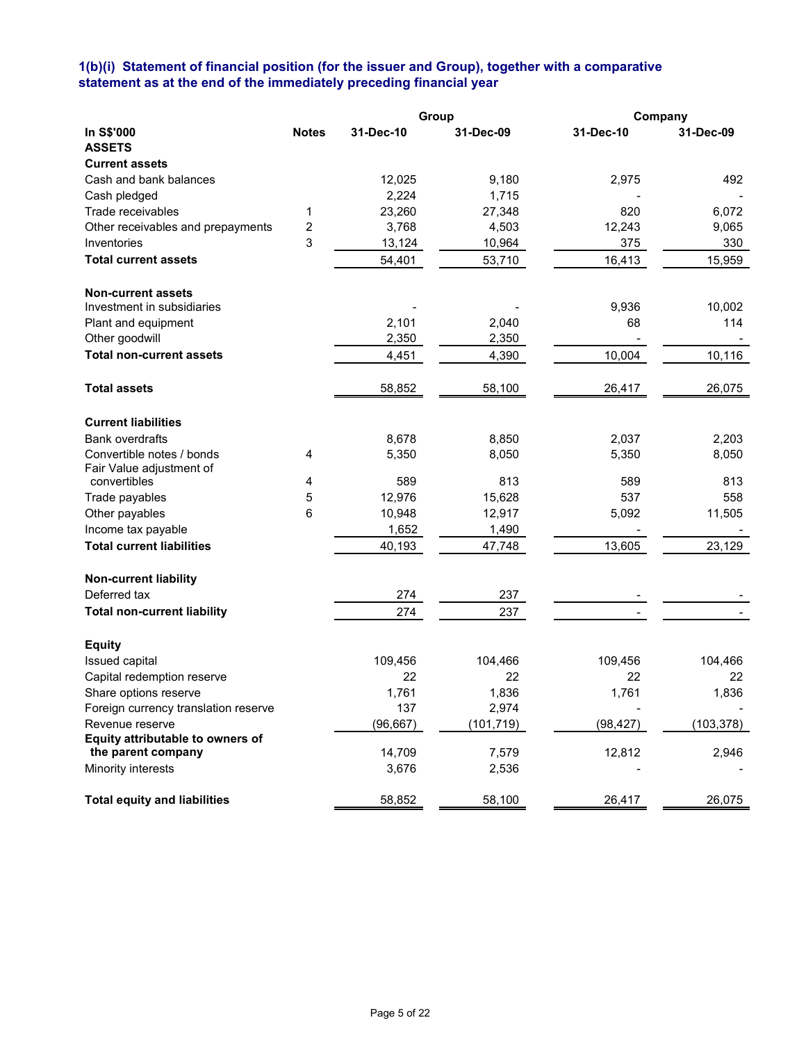### 1(b)(i) Statement of financial position (for the issuer and Group), together with a comparative statement as at the end of the immediately preceding financial year

| In S$'000 | Notes | Group | | Company | |
|---|---|---|---|---|---|
| | | 31-Dec-10 | 31-Dec-09 | 31-Dec-10 | 31-Dec-09 |
| **ASSETS** | | | | | |
| **Current assets** | | | | | |
| Cash and bank balances | | 12,025 | 9,180 | 2,975 | 492 |
| Cash pledged | | 2,224 | 1,715 | - | - |
| Trade receivables | 1 | 23,260 | 27,348 | 820 | 6,072 |
| Other receivables and prepayments | 2 | 3,768 | 4,503 | 12,243 | 9,065 |
| Inventories | 3 | 13,124 | 10,964 | 375 | 330 |
| **Total current assets** | | 54,401 | 53,710 | 16,413 | 15,959 |
| **Non-current assets** | | | | | |
| Investment in subsidiaries | | - | - | 9,936 | 10,002 |
| Plant and equipment | | 2,101 | 2,040 | 68 | 114 |
| Other goodwill | | 2,350 | 2,350 | - | - |
| **Total non-current assets** | | 4,451 | 4,390 | 10,004 | 10,116 |
| **Total assets** | | 58,852 | 58,100 | 26,417 | 26,075 |
| **Current liabilities** | | | | | |
| Bank overdrafts | | 8,678 | 8,850 | 2,037 | 2,203 |
| Convertible notes / bonds | 4 | 5,350 | 8,050 | 5,350 | 8,050 |
| Fair Value adjustment of convertibles | 4 | 589 | 813 | 589 | 813 |
| Trade payables | 5 | 12,976 | 15,628 | 537 | 558 |
| Other payables | 6 | 10,948 | 12,917 | 5,092 | 11,505 |
| Income tax payable | | 1,652 | 1,490 | - | - |
| **Total current liabilities** | | 40,193 | 47,748 | 13,605 | 23,129 |
| **Non-current liability** | | | | | |
| Deferred tax | | 274 | 237 | - | - |
| **Total non-current liability** | | 274 | 237 | - | - |
| **Equity** | | | | | |
| Issued capital | | 109,456 | 104,466 | 109,456 | 104,466 |
| Capital redemption reserve | | 22 | 22 | 22 | 22 |
| Share options reserve | | 1,761 | 1,836 | 1,761 | 1,836 |
| Foreign currency translation reserve | | 137 | 2,974 | - | - |
| Revenue reserve | | (96,667) | (101,719) | (98,427) | (103,378) |
| **Equity attributable to owners of the parent company** | | 14,709 | 7,579 | 12,812 | 2,946 |
| Minority interests | | 3,676 | 2,536 | - | - |
| **Total equity and liabilities** | | 58,852 | 58,100 | 26,417 | 26,075 |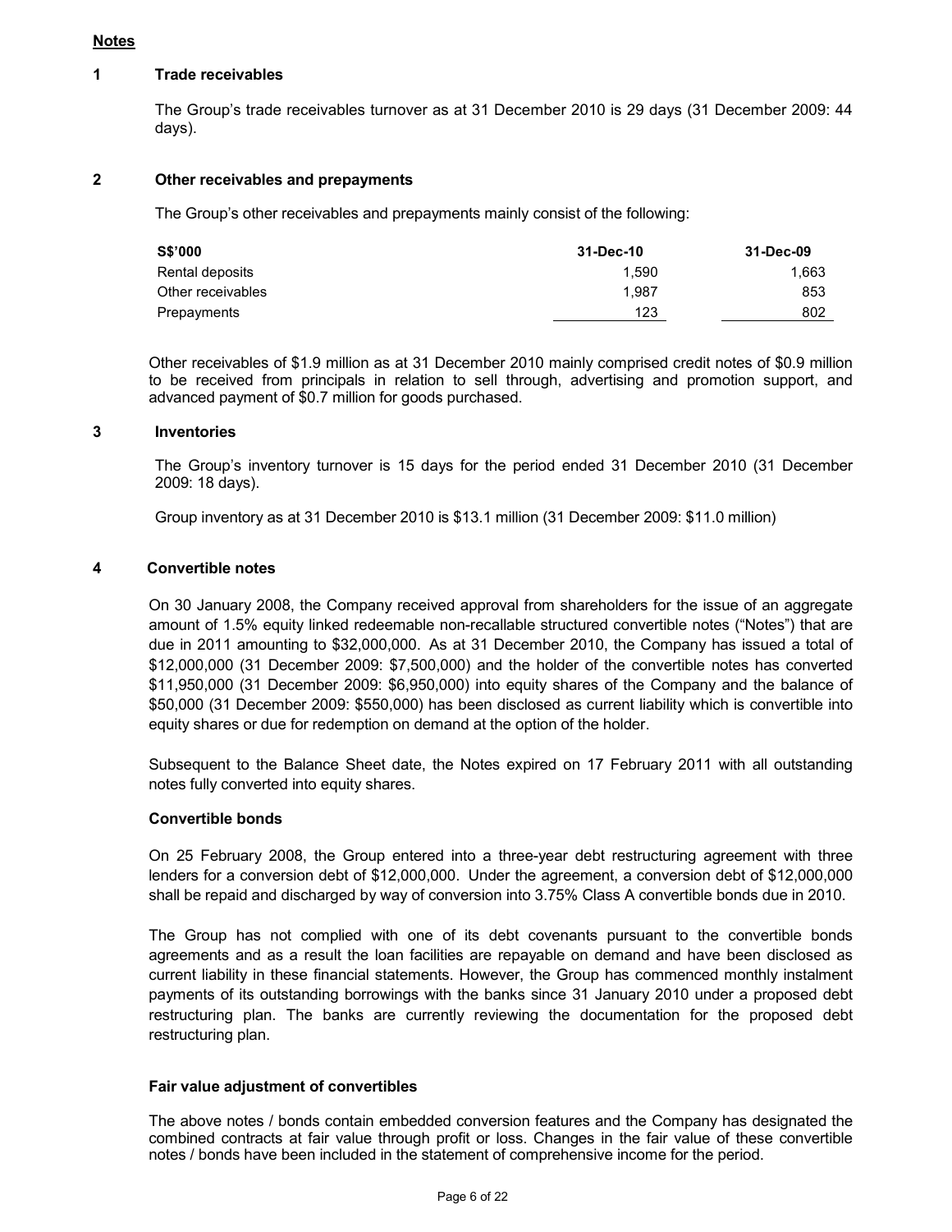## Notes

### 1 Trade receivables

The Group's trade receivables turnover as at 31 December 2010 is 29 days (31 December 2009: 44 days).

### 2 Other receivables and prepayments

The Group's other receivables and prepayments mainly consist of the following:

| S$'000 | 31-Dec-10 | 31-Dec-09 |
|---|---|---|
| Rental deposits | 1,590 | 1,663 |
| Other receivables | 1,987 | 853 |
| Prepayments | 123 | 802 |

Other receivables of $1.9 million as at 31 December 2010 mainly comprised credit notes of $0.9 million to be received from principals in relation to sell through, advertising and promotion support, and advanced payment of $0.7 million for goods purchased.

### 3 Inventories

The Group's inventory turnover is 15 days for the period ended 31 December 2010 (31 December 2009: 18 days).

Group inventory as at 31 December 2010 is $13.1 million (31 December 2009: $11.0 million)

### 4 Convertible notes

On 30 January 2008, the Company received approval from shareholders for the issue of an aggregate amount of 1.5% equity linked redeemable non-recallable structured convertible notes ("Notes") that are due in 2011 amounting to $32,000,000. As at 31 December 2010, the Company has issued a total of $12,000,000 (31 December 2009: $7,500,000) and the holder of the convertible notes has converted $11,950,000 (31 December 2009: $6,950,000) into equity shares of the Company and the balance of $50,000 (31 December 2009: $550,000) has been disclosed as current liability which is convertible into equity shares or due for redemption on demand at the option of the holder.

Subsequent to the Balance Sheet date, the Notes expired on 17 February 2011 with all outstanding notes fully converted into equity shares.

**Convertible bonds**

On 25 February 2008, the Group entered into a three-year debt restructuring agreement with three lenders for a conversion debt of $12,000,000. Under the agreement, a conversion debt of $12,000,000 shall be repaid and discharged by way of conversion into 3.75% Class A convertible bonds due in 2010.

The Group has not complied with one of its debt covenants pursuant to the convertible bonds agreements and as a result the loan facilities are repayable on demand and have been disclosed as current liability in these financial statements. However, the Group has commenced monthly instalment payments of its outstanding borrowings with the banks since 31 January 2010 under a proposed debt restructuring plan. The banks are currently reviewing the documentation for the proposed debt restructuring plan.

**Fair value adjustment of convertibles**

The above notes / bonds contain embedded conversion features and the Company has designated the combined contracts at fair value through profit or loss. Changes in the fair value of these convertible notes / bonds have been included in the statement of comprehensive income for the period.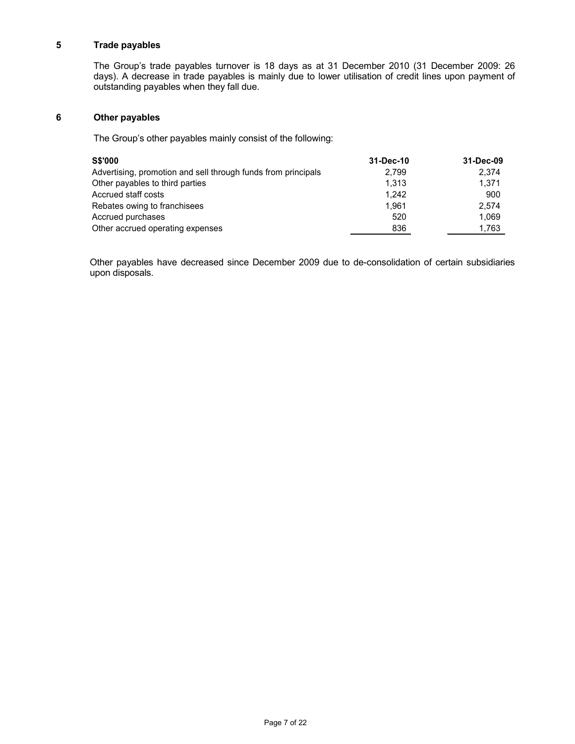## 5 Trade payables

The Group's trade payables turnover is 18 days as at 31 December 2010 (31 December 2009: 26 days). A decrease in trade payables is mainly due to lower utilisation of credit lines upon payment of outstanding payables when they fall due.

## 6 Other payables

The Group's other payables mainly consist of the following:

| S$'000 | 31-Dec-10 | 31-Dec-09 |
|---|---|---|
| Advertising, promotion and sell through funds from principals | 2,799 | 2,374 |
| Other payables to third parties | 1,313 | 1,371 |
| Accrued staff costs | 1,242 | 900 |
| Rebates owing to franchisees | 1,961 | 2,574 |
| Accrued purchases | 520 | 1,069 |
| Other accrued operating expenses | 836 | 1,763 |

Other payables have decreased since December 2009 due to de-consolidation of certain subsidiaries upon disposals.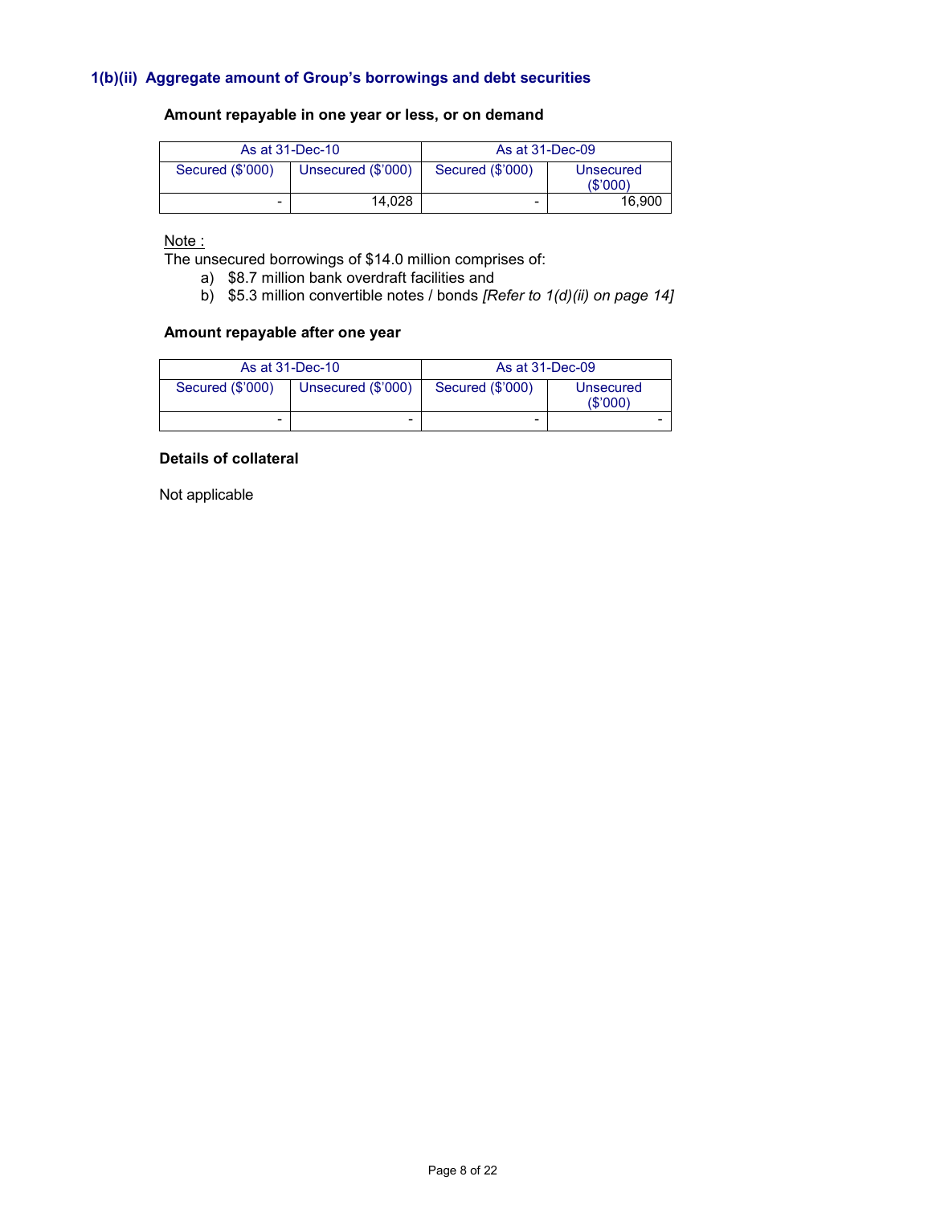### 1(b)(ii) Aggregate amount of Group's borrowings and debt securities

**Amount repayable in one year or less, or on demand**

| As at 31-Dec-10 | | As at 31-Dec-09 | |
|---|---|---|---|
| Secured ($'000) | Unsecured ($'000) | Secured ($'000) | Unsecured ($'000) |
| - | 14,028 | - | 16,900 |

Note :
The unsecured borrowings of $14.0 million comprises of:

a) $8.7 million bank overdraft facilities and
b) $5.3 million convertible notes / bonds *[Refer to 1(d)(ii) on page 14]*

**Amount repayable after one year**

| As at 31-Dec-10 | | As at 31-Dec-09 | |
|---|---|---|---|
| Secured ($'000) | Unsecured ($'000) | Secured ($'000) | Unsecured ($'000) |
| - | - | - | - |

**Details of collateral**

Not applicable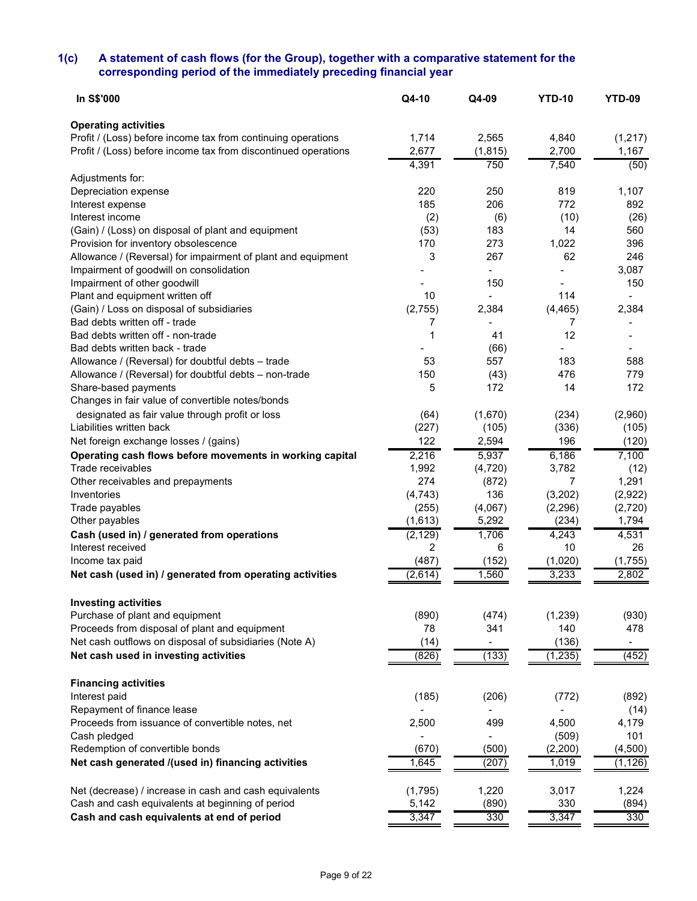## 1(c) A statement of cash flows (for the Group), together with a comparative statement for the corresponding period of the immediately preceding financial year

| In S$'000 | Q4-10 | Q4-09 | YTD-10 | YTD-09 |
|---|---|---|---|---|
| **Operating activities** | | | | |
| Profit / (Loss) before income tax from continuing operations | 1,714 | 2,565 | 4,840 | (1,217) |
| Profit / (Loss) before income tax from discontinued operations | 2,677 | (1,815) | 2,700 | 1,167 |
| | 4,391 | 750 | 7,540 | (50) |
| Adjustments for: | | | | |
| Depreciation expense | 220 | 250 | 819 | 1,107 |
| Interest expense | 185 | 206 | 772 | 892 |
| Interest income | (2) | (6) | (10) | (26) |
| (Gain) / (Loss) on disposal of plant and equipment | (53) | 183 | 14 | 560 |
| Provision for inventory obsolescence | 170 | 273 | 1,022 | 396 |
| Allowance / (Reversal) for impairment of plant and equipment | 3 | 267 | 62 | 246 |
| Impairment of goodwill on consolidation | - | - | - | 3,087 |
| Impairment of other goodwill | - | 150 | - | 150 |
| Plant and equipment written off | 10 | - | 114 | - |
| (Gain) / Loss on disposal of subsidiaries | (2,755) | 2,384 | (4,465) | 2,384 |
| Bad debts written off - trade | 7 | - | 7 | - |
| Bad debts written off - non-trade | 1 | 41 | 12 | - |
| Bad debts written back - trade | - | (66) | - | - |
| Allowance / (Reversal) for doubtful debts – trade | 53 | 557 | 183 | 588 |
| Allowance / (Reversal) for doubtful debts – non-trade | 150 | (43) | 476 | 779 |
| Share-based payments | 5 | 172 | 14 | 172 |
| Changes in fair value of convertible notes/bonds designated as fair value through profit or loss | (64) | (1,670) | (234) | (2,960) |
| Liabilities written back | (227) | (105) | (336) | (105) |
| Net foreign exchange losses / (gains) | 122 | 2,594 | 196 | (120) |
| **Operating cash flows before movements in working capital** | 2,216 | 5,937 | 6,186 | 7,100 |
| Trade receivables | 1,992 | (4,720) | 3,782 | (12) |
| Other receivables and prepayments | 274 | (872) | 7 | 1,291 |
| Inventories | (4,743) | 136 | (3,202) | (2,922) |
| Trade payables | (255) | (4,067) | (2,296) | (2,720) |
| Other payables | (1,613) | 5,292 | (234) | 1,794 |
| **Cash (used in) / generated from operations** | (2,129) | 1,706 | 4,243 | 4,531 |
| Interest received | 2 | 6 | 10 | 26 |
| Income tax paid | (487) | (152) | (1,020) | (1,755) |
| **Net cash (used in) / generated from operating activities** | (2,614) | 1,560 | 3,233 | 2,802 |
| **Investing activities** | | | | |
| Purchase of plant and equipment | (890) | (474) | (1,239) | (930) |
| Proceeds from disposal of plant and equipment | 78 | 341 | 140 | 478 |
| Net cash outflows on disposal of subsidiaries (Note A) | (14) | - | (136) | - |
| **Net cash used in investing activities** | (826) | (133) | (1,235) | (452) |
| **Financing activities** | | | | |
| Interest paid | (185) | (206) | (772) | (892) |
| Repayment of finance lease | - | - | - | (14) |
| Proceeds from issuance of convertible notes, net | 2,500 | 499 | 4,500 | 4,179 |
| Cash pledged | - | - | (509) | 101 |
| Redemption of convertible bonds | (670) | (500) | (2,200) | (4,500) |
| **Net cash generated /(used in) financing activities** | 1,645 | (207) | 1,019 | (1,126) |
| Net (decrease) / increase in cash and cash equivalents | (1,795) | 1,220 | 3,017 | 1,224 |
| Cash and cash equivalents at beginning of period | 5,142 | (890) | 330 | (894) |
| **Cash and cash equivalents at end of period** | 3,347 | 330 | 3,347 | 330 |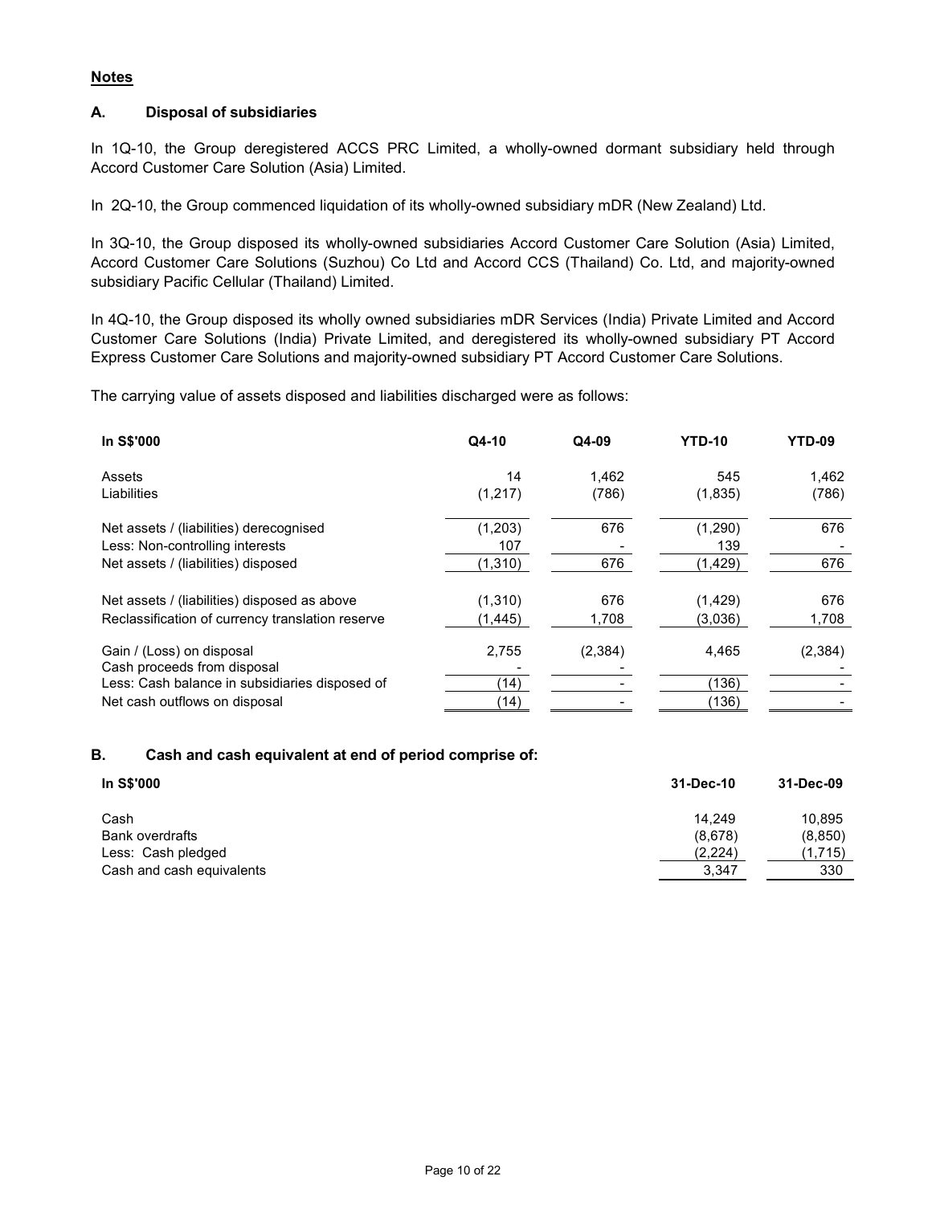**Notes**

## A. Disposal of subsidiaries

In 1Q-10, the Group deregistered ACCS PRC Limited, a wholly-owned dormant subsidiary held through Accord Customer Care Solution (Asia) Limited.

In 2Q-10, the Group commenced liquidation of its wholly-owned subsidiary mDR (New Zealand) Ltd.

In 3Q-10, the Group disposed its wholly-owned subsidiaries Accord Customer Care Solution (Asia) Limited, Accord Customer Care Solutions (Suzhou) Co Ltd and Accord CCS (Thailand) Co. Ltd, and majority-owned subsidiary Pacific Cellular (Thailand) Limited.

In 4Q-10, the Group disposed its wholly owned subsidiaries mDR Services (India) Private Limited and Accord Customer Care Solutions (India) Private Limited, and deregistered its wholly-owned subsidiary PT Accord Express Customer Care Solutions and majority-owned subsidiary PT Accord Customer Care Solutions.

The carrying value of assets disposed and liabilities discharged were as follows:

| In S$'000 | Q4-10 | Q4-09 | YTD-10 | YTD-09 |
|---|---|---|---|---|
| Assets | 14 | 1,462 | 545 | 1,462 |
| Liabilities | (1,217) | (786) | (1,835) | (786) |
| Net assets / (liabilities) derecognised | (1,203) | 676 | (1,290) | 676 |
| Less: Non-controlling interests | 107 | - | 139 | - |
| Net assets / (liabilities) disposed | (1,310) | 676 | (1,429) | 676 |
| Net assets / (liabilities) disposed as above | (1,310) | 676 | (1,429) | 676 |
| Reclassification of currency translation reserve | (1,445) | 1,708 | (3,036) | 1,708 |
| Gain / (Loss) on disposal | 2,755 | (2,384) | 4,465 | (2,384) |
| Cash proceeds from disposal | - | - | | - |
| Less: Cash balance in subsidiaries disposed of | (14) | - | (136) | - |
| Net cash outflows on disposal | (14) | - | (136) | - |

## B. Cash and cash equivalent at end of period comprise of:

| In S$'000 | 31-Dec-10 | 31-Dec-09 |
|---|---|---|
| Cash | 14,249 | 10,895 |
| Bank overdrafts | (8,678) | (8,850) |
| Less: Cash pledged | (2,224) | (1,715) |
| Cash and cash equivalents | 3,347 | 330 |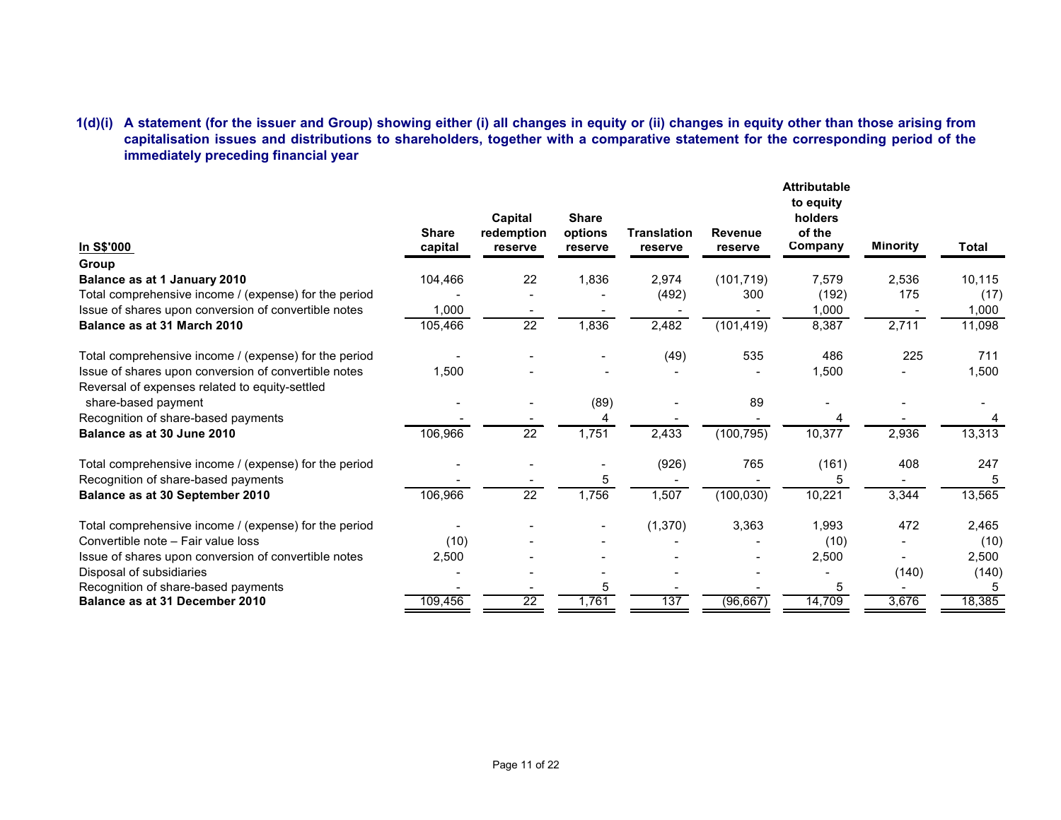**1(d)(i) A statement (for the issuer and Group) showing either (i) all changes in equity or (ii) changes in equity other than those arising from capitalisation issues and distributions to shareholders, together with a comparative statement for the corresponding period of the immediately preceding financial year**

| In S$'000 | Share capital | Capital redemption reserve | Share options reserve | Translation reserve | Revenue reserve | Attributable to equity holders of the Company | Minority | Total |
|---|---|---|---|---|---|---|---|---|
| **Group** | | | | | | | | |
| **Balance as at 1 January 2010** | 104,466 | 22 | 1,836 | 2,974 | (101,719) | 7,579 | 2,536 | 10,115 |
| Total comprehensive income / (expense) for the period | - | - | - | (492) | 300 | (192) | 175 | (17) |
| Issue of shares upon conversion of convertible notes | 1,000 | - | - | - | - | 1,000 | - | 1,000 |
| **Balance as at 31 March 2010** | 105,466 | 22 | 1,836 | 2,482 | (101,419) | 8,387 | 2,711 | 11,098 |
| | | | | | | | | |
| Total comprehensive income / (expense) for the period | - | - | - | (49) | 535 | 486 | 225 | 711 |
| Issue of shares upon conversion of convertible notes | 1,500 | - | - | - | - | 1,500 | - | 1,500 |
| Reversal of expenses related to equity-settled share-based payment | - | - | (89) | - | 89 | - | - | - |
| Recognition of share-based payments | - | - | 4 | - | - | 4 | - | 4 |
| **Balance as at 30 June 2010** | 106,966 | 22 | 1,751 | 2,433 | (100,795) | 10,377 | 2,936 | 13,313 |
| | | | | | | | | |
| Total comprehensive income / (expense) for the period | - | - | - | (926) | 765 | (161) | 408 | 247 |
| Recognition of share-based payments | - | - | 5 | - | - | 5 | - | 5 |
| **Balance as at 30 September 2010** | 106,966 | 22 | 1,756 | 1,507 | (100,030) | 10,221 | 3,344 | 13,565 |
| | | | | | | | | |
| Total comprehensive income / (expense) for the period | - | - | - | (1,370) | 3,363 | 1,993 | 472 | 2,465 |
| Convertible note – Fair value loss | (10) | - | - | - | - | (10) | - | (10) |
| Issue of shares upon conversion of convertible notes | 2,500 | - | - | - | - | 2,500 | - | 2,500 |
| Disposal of subsidiaries | - | - | - | - | - | - | (140) | (140) |
| Recognition of share-based payments | - | - | 5 | - | - | 5 | - | 5 |
| **Balance as at 31 December 2010** | 109,456 | 22 | 1,761 | 137 | (96,667) | 14,709 | 3,676 | 18,385 |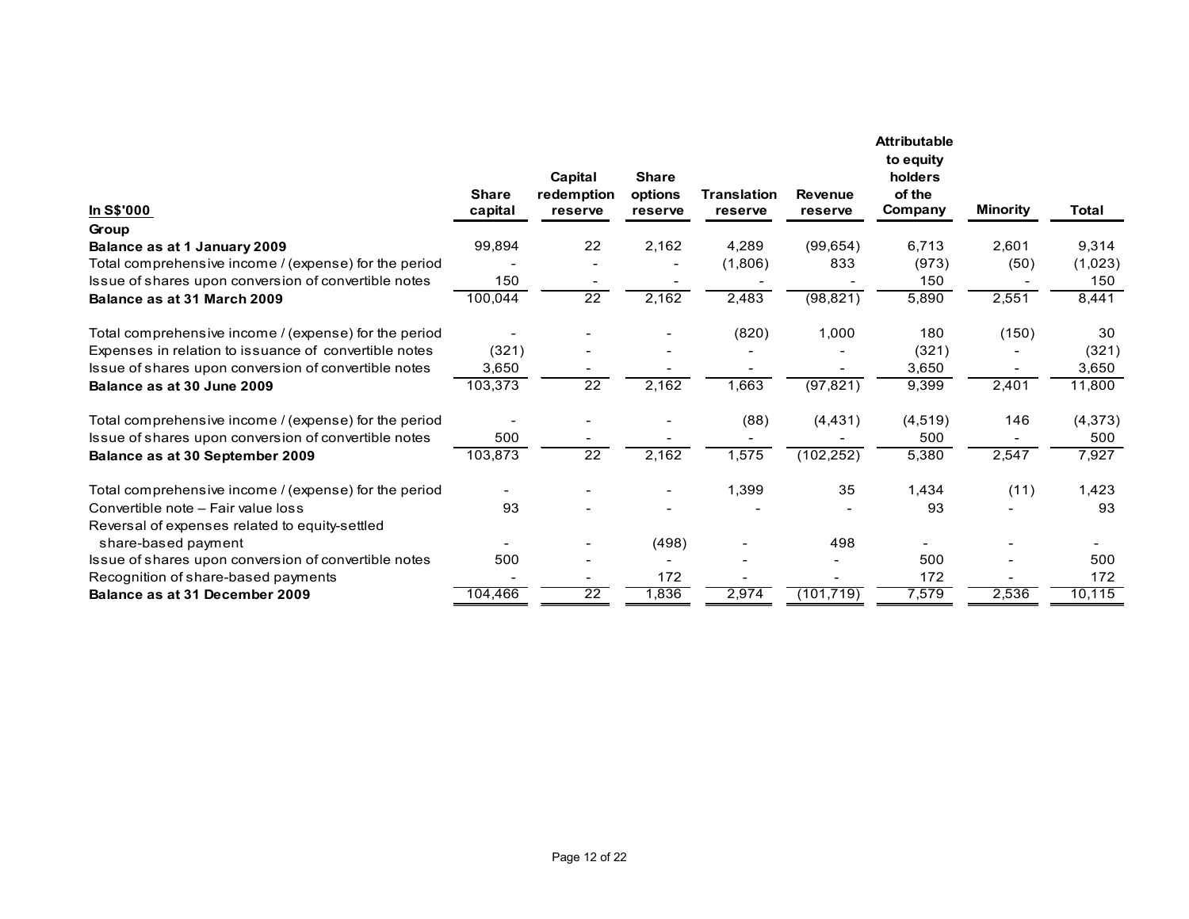| In S$'000 | Share capital | Capital redemption reserve | Share options reserve | Translation reserve | Revenue reserve | Attributable to equity holders of the Company | Minority | Total |
|---|---|---|---|---|---|---|---|---|
| **Group** | | | | | | | | |
| **Balance as at 1 January 2009** | 99,894 | 22 | 2,162 | 4,289 | (99,654) | 6,713 | 2,601 | 9,314 |
| Total comprehensive income / (expense) for the period | - | - | - | (1,806) | 833 | (973) | (50) | (1,023) |
| Issue of shares upon conversion of convertible notes | 150 | - | - | - | - | 150 | - | 150 |
| **Balance as at 31 March 2009** | 100,044 | 22 | 2,162 | 2,483 | (98,821) | 5,890 | 2,551 | 8,441 |
| Total comprehensive income / (expense) for the period | - | - | - | (820) | 1,000 | 180 | (150) | 30 |
| Expenses in relation to issuance of convertible notes | (321) | - | - | - | - | (321) | - | (321) |
| Issue of shares upon conversion of convertible notes | 3,650 | - | - | - | - | 3,650 | - | 3,650 |
| **Balance as at 30 June 2009** | 103,373 | 22 | 2,162 | 1,663 | (97,821) | 9,399 | 2,401 | 11,800 |
| Total comprehensive income / (expense) for the period | - | - | - | (88) | (4,431) | (4,519) | 146 | (4,373) |
| Issue of shares upon conversion of convertible notes | 500 | - | - | - | - | 500 | - | 500 |
| **Balance as at 30 September 2009** | 103,873 | 22 | 2,162 | 1,575 | (102,252) | 5,380 | 2,547 | 7,927 |
| Total comprehensive income / (expense) for the period | - | - | - | 1,399 | 35 | 1,434 | (11) | 1,423 |
| Convertible note – Fair value loss | 93 | - | - | - | - | 93 | - | 93 |
| Reversal of expenses related to equity-settled share-based payment | - | - | (498) | - | 498 | - | - | - |
| Issue of shares upon conversion of convertible notes | 500 | - | - | - | - | 500 | - | 500 |
| Recognition of share-based payments | - | - | 172 | - | - | 172 | - | 172 |
| **Balance as at 31 December 2009** | 104,466 | 22 | 1,836 | 2,974 | (101,719) | 7,579 | 2,536 | 10,115 |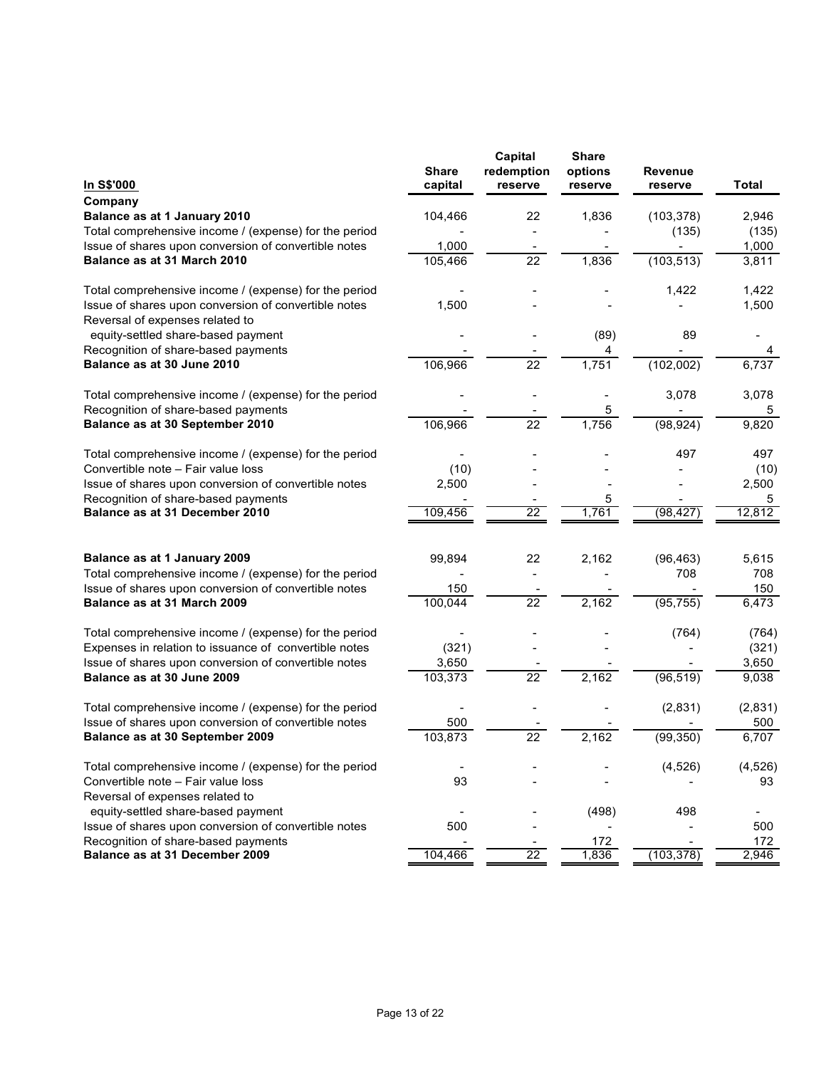| In S$'000 | Share capital | Capital redemption reserve | Share options reserve | Revenue reserve | Total |
|---|---|---|---|---|---|
| **Company** | | | | | |
| **Balance as at 1 January 2010** | 104,466 | 22 | 1,836 | (103,378) | 2,946 |
| Total comprehensive income / (expense) for the period | - | - | - | (135) | (135) |
| Issue of shares upon conversion of convertible notes | 1,000 | - | - | - | 1,000 |
| **Balance as at 31 March 2010** | 105,466 | 22 | 1,836 | (103,513) | 3,811 |
| | | | | | |
| Total comprehensive income / (expense) for the period | - | - | - | 1,422 | 1,422 |
| Issue of shares upon conversion of convertible notes | 1,500 | - | - | - | 1,500 |
| Reversal of expenses related to equity-settled share-based payment | - | - | (89) | 89 | - |
| Recognition of share-based payments | - | - | 4 | - | 4 |
| **Balance as at 30 June 2010** | 106,966 | 22 | 1,751 | (102,002) | 6,737 |
| | | | | | |
| Total comprehensive income / (expense) for the period | - | - | - | 3,078 | 3,078 |
| Recognition of share-based payments | - | - | 5 | - | 5 |
| **Balance as at 30 September 2010** | 106,966 | 22 | 1,756 | (98,924) | 9,820 |
| | | | | | |
| Total comprehensive income / (expense) for the period | - | - | - | 497 | 497 |
| Convertible note – Fair value loss | (10) | - | - | - | (10) |
| Issue of shares upon conversion of convertible notes | 2,500 | - | - | - | 2,500 |
| Recognition of share-based payments | - | - | 5 | - | 5 |
| **Balance as at 31 December 2010** | 109,456 | 22 | 1,761 | (98,427) | 12,812 |
| | | | | | |
| **Balance as at 1 January 2009** | 99,894 | 22 | 2,162 | (96,463) | 5,615 |
| Total comprehensive income / (expense) for the period | - | - | - | 708 | 708 |
| Issue of shares upon conversion of convertible notes | 150 | - | - | - | 150 |
| **Balance as at 31 March 2009** | 100,044 | 22 | 2,162 | (95,755) | 6,473 |
| | | | | | |
| Total comprehensive income / (expense) for the period | - | - | - | (764) | (764) |
| Expenses in relation to issuance of convertible notes | (321) | - | - | - | (321) |
| Issue of shares upon conversion of convertible notes | 3,650 | - | - | - | 3,650 |
| **Balance as at 30 June 2009** | 103,373 | 22 | 2,162 | (96,519) | 9,038 |
| | | | | | |
| Total comprehensive income / (expense) for the period | - | - | - | (2,831) | (2,831) |
| Issue of shares upon conversion of convertible notes | 500 | - | - | - | 500 |
| **Balance as at 30 September 2009** | 103,873 | 22 | 2,162 | (99,350) | 6,707 |
| | | | | | |
| Total comprehensive income / (expense) for the period | - | - | - | (4,526) | (4,526) |
| Convertible note – Fair value loss | 93 | - | - | - | 93 |
| Reversal of expenses related to equity-settled share-based payment | - | - | (498) | 498 | - |
| Issue of shares upon conversion of convertible notes | 500 | - | - | - | 500 |
| Recognition of share-based payments | - | - | 172 | - | 172 |
| **Balance as at 31 December 2009** | 104,466 | 22 | 1,836 | (103,378) | 2,946 |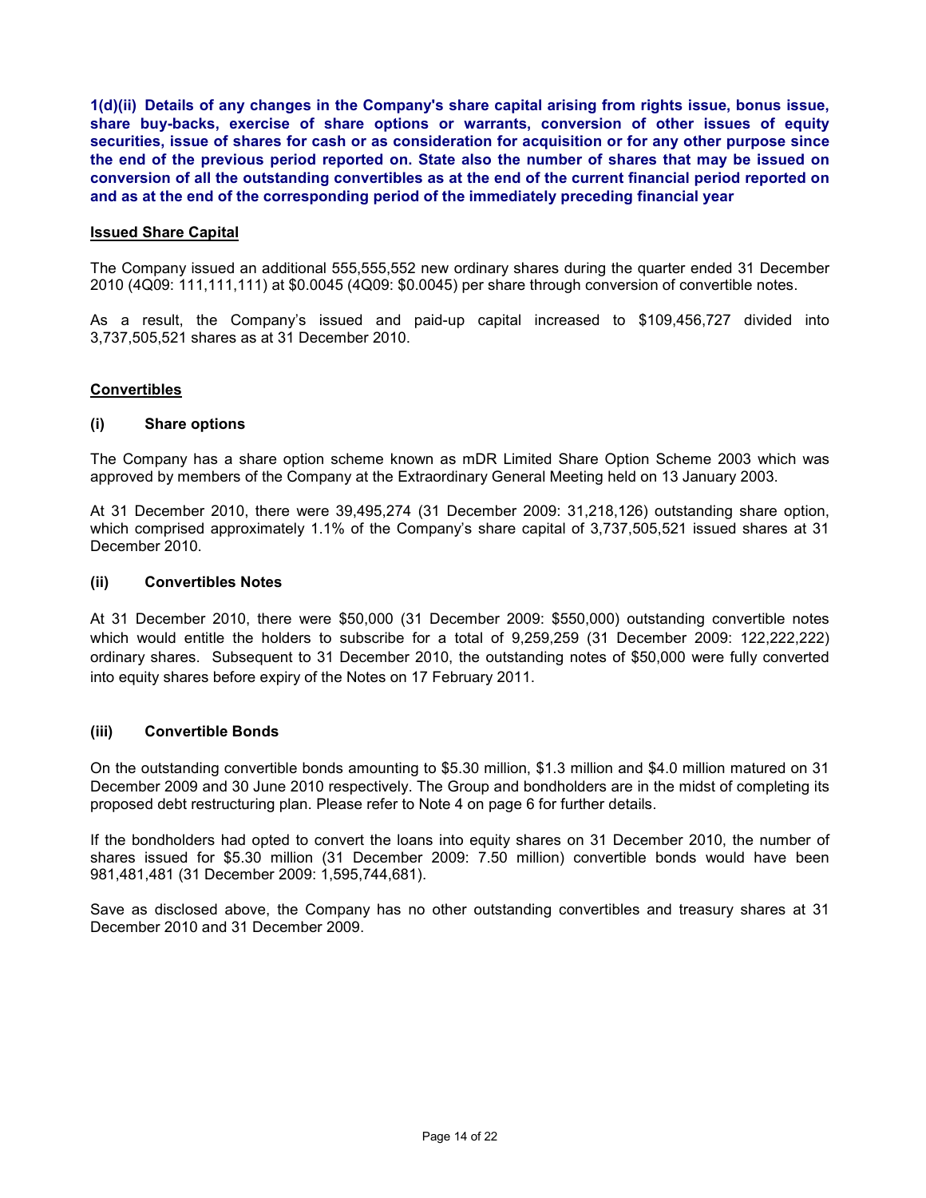**1(d)(ii) Details of any changes in the Company's share capital arising from rights issue, bonus issue, share buy-backs, exercise of share options or warrants, conversion of other issues of equity securities, issue of shares for cash or as consideration for acquisition or for any other purpose since the end of the previous period reported on. State also the number of shares that may be issued on conversion of all the outstanding convertibles as at the end of the current financial period reported on and as at the end of the corresponding period of the immediately preceding financial year**

**Issued Share Capital**

The Company issued an additional 555,555,552 new ordinary shares during the quarter ended 31 December 2010 (4Q09: 111,111,111) at $0.0045 (4Q09: $0.0045) per share through conversion of convertible notes.

As a result, the Company's issued and paid-up capital increased to $109,456,727 divided into 3,737,505,521 shares as at 31 December 2010.

**Convertibles**

**(i) Share options**

The Company has a share option scheme known as mDR Limited Share Option Scheme 2003 which was approved by members of the Company at the Extraordinary General Meeting held on 13 January 2003.

At 31 December 2010, there were 39,495,274 (31 December 2009: 31,218,126) outstanding share option, which comprised approximately 1.1% of the Company's share capital of 3,737,505,521 issued shares at 31 December 2010.

**(ii) Convertibles Notes**

At 31 December 2010, there were $50,000 (31 December 2009: $550,000) outstanding convertible notes which would entitle the holders to subscribe for a total of 9,259,259 (31 December 2009: 122,222,222) ordinary shares. Subsequent to 31 December 2010, the outstanding notes of $50,000 were fully converted into equity shares before expiry of the Notes on 17 February 2011.

**(iii) Convertible Bonds**

On the outstanding convertible bonds amounting to $5.30 million, $1.3 million and $4.0 million matured on 31 December 2009 and 30 June 2010 respectively. The Group and bondholders are in the midst of completing its proposed debt restructuring plan. Please refer to Note 4 on page 6 for further details.

If the bondholders had opted to convert the loans into equity shares on 31 December 2010, the number of shares issued for $5.30 million (31 December 2009: 7.50 million) convertible bonds would have been 981,481,481 (31 December 2009: 1,595,744,681).

Save as disclosed above, the Company has no other outstanding convertibles and treasury shares at 31 December 2010 and 31 December 2009.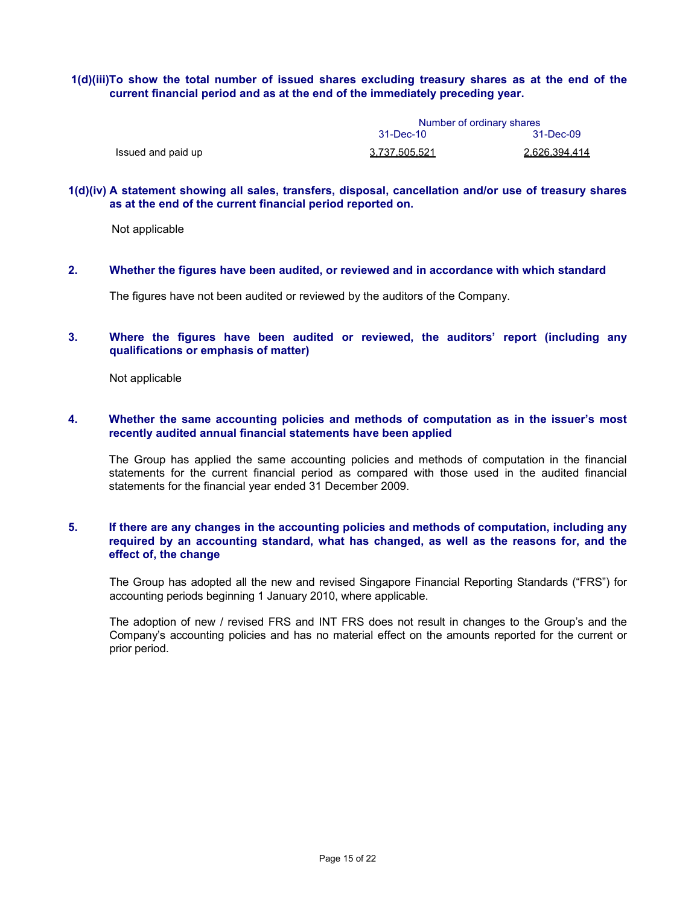**1(d)(iii) To show the total number of issued shares excluding treasury shares as at the end of the current financial period and as at the end of the immediately preceding year.**

| | Number of ordinary shares | |
|---|---|---|
| | 31-Dec-10 | 31-Dec-09 |
| Issued and paid up | 3,737,505,521 | 2,626,394,414 |

**1(d)(iv) A statement showing all sales, transfers, disposal, cancellation and/or use of treasury shares as at the end of the current financial period reported on.**

Not applicable

**2. Whether the figures have been audited, or reviewed and in accordance with which standard**

The figures have not been audited or reviewed by the auditors of the Company.

**3. Where the figures have been audited or reviewed, the auditors' report (including any qualifications or emphasis of matter)**

Not applicable

**4. Whether the same accounting policies and methods of computation as in the issuer's most recently audited annual financial statements have been applied**

The Group has applied the same accounting policies and methods of computation in the financial statements for the current financial period as compared with those used in the audited financial statements for the financial year ended 31 December 2009.

**5. If there are any changes in the accounting policies and methods of computation, including any required by an accounting standard, what has changed, as well as the reasons for, and the effect of, the change**

The Group has adopted all the new and revised Singapore Financial Reporting Standards ("FRS") for accounting periods beginning 1 January 2010, where applicable.

The adoption of new / revised FRS and INT FRS does not result in changes to the Group's and the Company's accounting policies and has no material effect on the amounts reported for the current or prior period.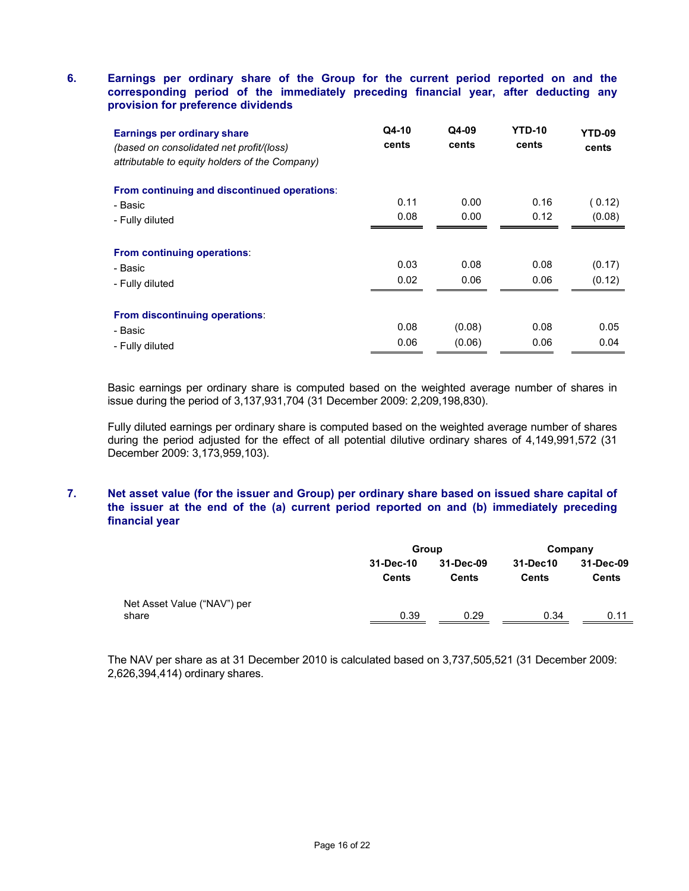## 6. Earnings per ordinary share of the Group for the current period reported on and the corresponding period of the immediately preceding financial year, after deducting any provision for preference dividends

| **Earnings per ordinary share** *(based on consolidated net profit/(loss) attributable to equity holders of the Company)* | **Q4-10 cents** | **Q4-09 cents** | **YTD-10 cents** | **YTD-09 cents** |
|---|---|---|---|---|
| **From continuing and discontinued operations**: | | | | |
| - Basic | 0.11 | 0.00 | 0.16 | ( 0.12) |
| - Fully diluted | 0.08 | 0.00 | 0.12 | (0.08) |
| **From continuing operations**: | | | | |
| - Basic | 0.03 | 0.08 | 0.08 | (0.17) |
| - Fully diluted | 0.02 | 0.06 | 0.06 | (0.12) |
| **From discontinuing operations**: | | | | |
| - Basic | 0.08 | (0.08) | 0.08 | 0.05 |
| - Fully diluted | 0.06 | (0.06) | 0.06 | 0.04 |

Basic earnings per ordinary share is computed based on the weighted average number of shares in issue during the period of 3,137,931,704 (31 December 2009: 2,209,198,830).

Fully diluted earnings per ordinary share is computed based on the weighted average number of shares during the period adjusted for the effect of all potential dilutive ordinary shares of 4,149,991,572 (31 December 2009: 3,173,959,103).

## 7. Net asset value (for the issuer and Group) per ordinary share based on issued share capital of the issuer at the end of the (a) current period reported on and (b) immediately preceding financial year

| | **Group** | | **Company** | |
|---|---|---|---|---|
| | **31-Dec-10 Cents** | **31-Dec-09 Cents** | **31-Dec10 Cents** | **31-Dec-09 Cents** |
| Net Asset Value ("NAV") per share | 0.39 | 0.29 | 0.34 | 0.11 |

The NAV per share as at 31 December 2010 is calculated based on 3,737,505,521 (31 December 2009: 2,626,394,414) ordinary shares.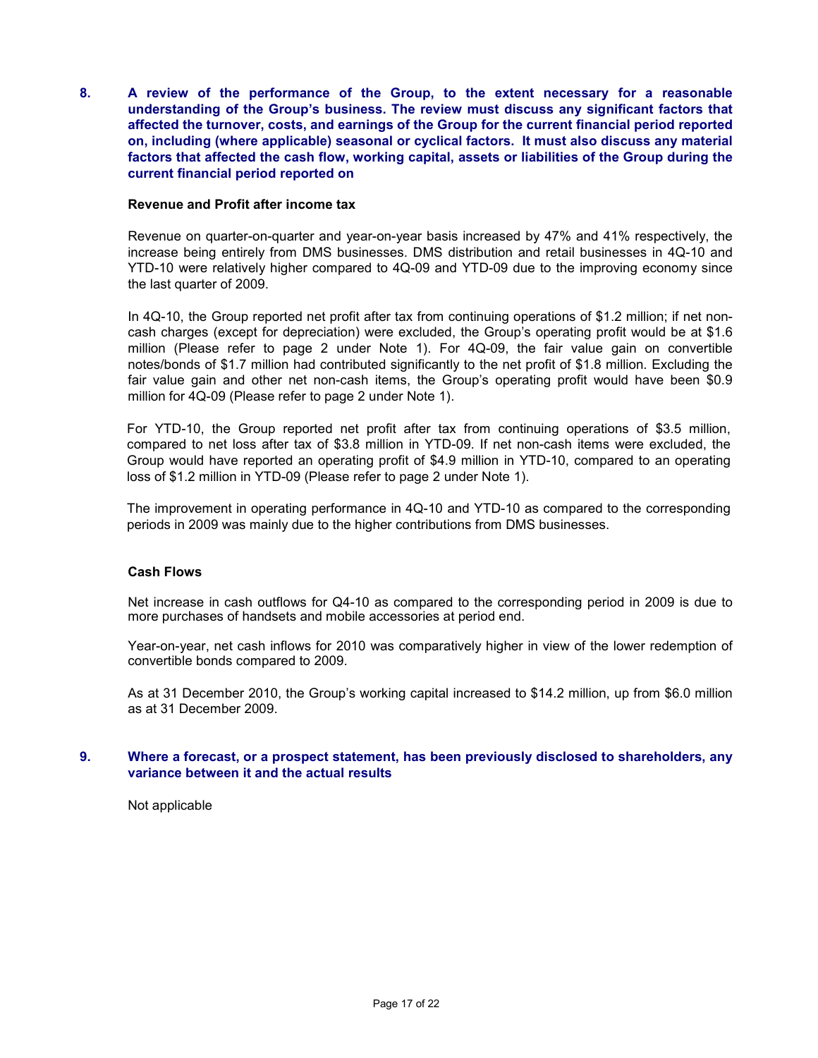**8. A review of the performance of the Group, to the extent necessary for a reasonable understanding of the Group's business. The review must discuss any significant factors that affected the turnover, costs, and earnings of the Group for the current financial period reported on, including (where applicable) seasonal or cyclical factors. It must also discuss any material factors that affected the cash flow, working capital, assets or liabilities of the Group during the current financial period reported on**

**Revenue and Profit after income tax**

Revenue on quarter-on-quarter and year-on-year basis increased by 47% and 41% respectively, the increase being entirely from DMS businesses. DMS distribution and retail businesses in 4Q-10 and YTD-10 were relatively higher compared to 4Q-09 and YTD-09 due to the improving economy since the last quarter of 2009.

In 4Q-10, the Group reported net profit after tax from continuing operations of $1.2 million; if net non-cash charges (except for depreciation) were excluded, the Group's operating profit would be at $1.6 million (Please refer to page 2 under Note 1). For 4Q-09, the fair value gain on convertible notes/bonds of $1.7 million had contributed significantly to the net profit of $1.8 million. Excluding the fair value gain and other net non-cash items, the Group's operating profit would have been $0.9 million for 4Q-09 (Please refer to page 2 under Note 1).

For YTD-10, the Group reported net profit after tax from continuing operations of $3.5 million, compared to net loss after tax of $3.8 million in YTD-09. If net non-cash items were excluded, the Group would have reported an operating profit of $4.9 million in YTD-10, compared to an operating loss of $1.2 million in YTD-09 (Please refer to page 2 under Note 1).

The improvement in operating performance in 4Q-10 and YTD-10 as compared to the corresponding periods in 2009 was mainly due to the higher contributions from DMS businesses.

**Cash Flows**

Net increase in cash outflows for Q4-10 as compared to the corresponding period in 2009 is due to more purchases of handsets and mobile accessories at period end.

Year-on-year, net cash inflows for 2010 was comparatively higher in view of the lower redemption of convertible bonds compared to 2009.

As at 31 December 2010, the Group's working capital increased to $14.2 million, up from $6.0 million as at 31 December 2009.

**9. Where a forecast, or a prospect statement, has been previously disclosed to shareholders, any variance between it and the actual results**

Not applicable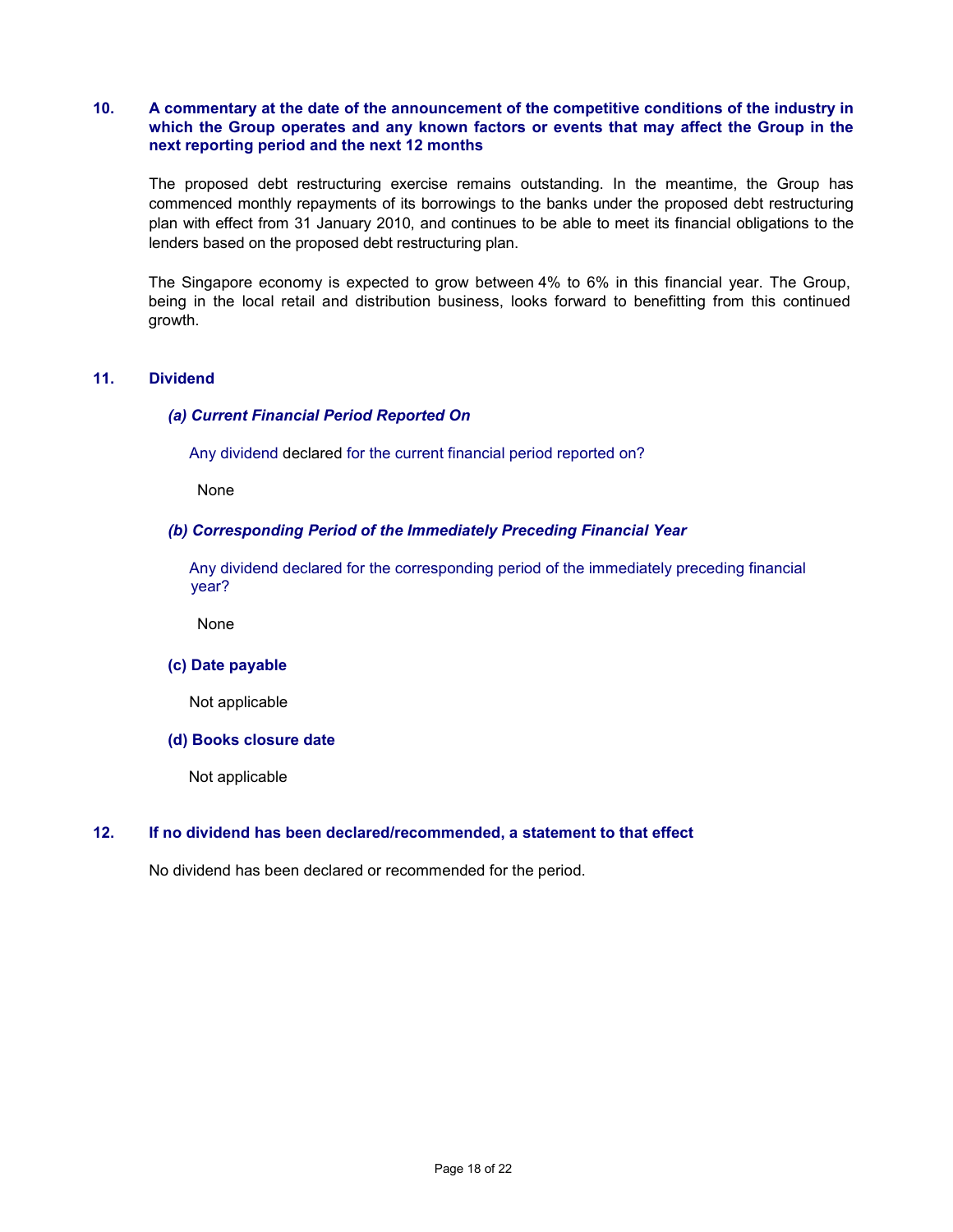## 10. A commentary at the date of the announcement of the competitive conditions of the industry in which the Group operates and any known factors or events that may affect the Group in the next reporting period and the next 12 months

The proposed debt restructuring exercise remains outstanding. In the meantime, the Group has commenced monthly repayments of its borrowings to the banks under the proposed debt restructuring plan with effect from 31 January 2010, and continues to be able to meet its financial obligations to the lenders based on the proposed debt restructuring plan.

The Singapore economy is expected to grow between 4% to 6% in this financial year. The Group, being in the local retail and distribution business, looks forward to benefitting from this continued growth.

## 11. Dividend

### *(a) Current Financial Period Reported On*

Any dividend declared for the current financial period reported on?

None

### *(b) Corresponding Period of the Immediately Preceding Financial Year*

Any dividend declared for the corresponding period of the immediately preceding financial year?

None

### (c) Date payable

Not applicable

### (d) Books closure date

Not applicable

## 12. If no dividend has been declared/recommended, a statement to that effect

No dividend has been declared or recommended for the period.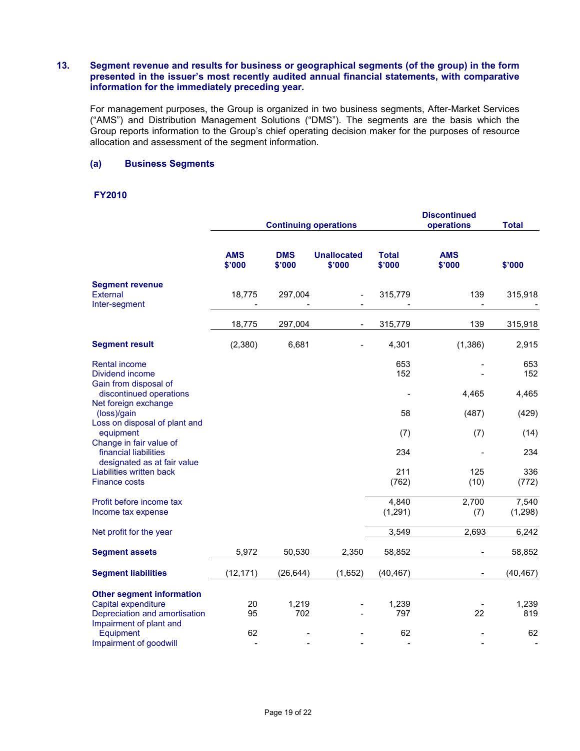## 13. Segment revenue and results for business or geographical segments (of the group) in the form presented in the issuer's most recently audited annual financial statements, with comparative information for the immediately preceding year.

For management purposes, the Group is organized in two business segments, After-Market Services ("AMS") and Distribution Management Solutions ("DMS"). The segments are the basis which the Group reports information to the Group's chief operating decision maker for the purposes of resource allocation and assessment of the segment information.

### (a) Business Segments

**FY2010**

| | Continuing operations | | | | Discontinued operations | Total |
|---|---|---|---|---|---|---|
| | AMS $'000 | DMS $'000 | Unallocated $'000 | Total $'000 | AMS $'000 | $'000 |
| **Segment revenue** | | | | | | |
| External | 18,775 | 297,004 | - | 315,779 | 139 | 315,918 |
| Inter-segment | - | - | - | - | - | - |
| | 18,775 | 297,004 | - | 315,779 | 139 | 315,918 |
| **Segment result** | (2,380) | 6,681 | - | 4,301 | (1,386) | 2,915 |
| Rental income | | | | 653 | - | 653 |
| Dividend income | | | | 152 | - | 152 |
| Gain from disposal of discontinued operations | | | | - | 4,465 | 4,465 |
| Net foreign exchange (loss)/gain | | | | 58 | (487) | (429) |
| Loss on disposal of plant and equipment | | | | (7) | (7) | (14) |
| Change in fair value of financial liabilities designated as at fair value | | | | 234 | - | 234 |
| Liabilities written back | | | | 211 | 125 | 336 |
| Finance costs | | | | (762) | (10) | (772) |
| Profit before income tax | | | | 4,840 | 2,700 | 7,540 |
| Income tax expense | | | | (1,291) | (7) | (1,298) |
| Net profit for the year | | | | 3,549 | 2,693 | 6,242 |
| **Segment assets** | 5,972 | 50,530 | 2,350 | 58,852 | - | 58,852 |
| **Segment liabilities** | (12,171) | (26,644) | (1,652) | (40,467) | - | (40,467) |
| **Other segment information** | | | | | | |
| Capital expenditure | 20 | 1,219 | - | 1,239 | - | 1,239 |
| Depreciation and amortisation | 95 | 702 | - | 797 | 22 | 819 |
| Impairment of plant and Equipment | 62 | - | - | 62 | - | 62 |
| Impairment of goodwill | - | - | - | - | - | - |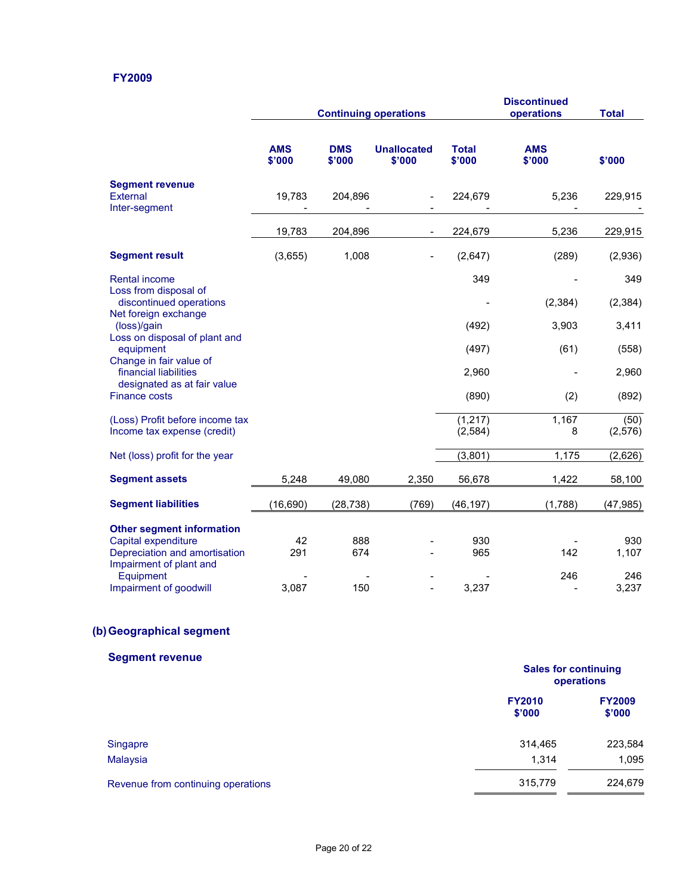### FY2009

| | Continuing operations | | | | Discontinued operations | Total |
|---|---|---|---|---|---|---|
| | AMS $'000 | DMS $'000 | Unallocated $'000 | Total $'000 | AMS $'000 | $'000 |
| **Segment revenue** | | | | | | |
| External | 19,783 | 204,896 | - | 224,679 | 5,236 | 229,915 |
| Inter-segment | - | - | - | - | - | - |
| | 19,783 | 204,896 | - | 224,679 | 5,236 | 229,915 |
| **Segment result** | (3,655) | 1,008 | - | (2,647) | (289) | (2,936) |
| Rental income | | | | 349 | - | 349 |
| Loss from disposal of discontinued operations | | | | - | (2,384) | (2,384) |
| Net foreign exchange (loss)/gain | | | | (492) | 3,903 | 3,411 |
| Loss on disposal of plant and equipment | | | | (497) | (61) | (558) |
| Change in fair value of financial liabilities designated as at fair value | | | | 2,960 | - | 2,960 |
| Finance costs | | | | (890) | (2) | (892) |
| (Loss) Profit before income tax | | | | (1,217) | 1,167 | (50) |
| Income tax expense (credit) | | | | (2,584) | 8 | (2,576) |
| Net (loss) profit for the year | | | | (3,801) | 1,175 | (2,626) |
| **Segment assets** | 5,248 | 49,080 | 2,350 | 56,678 | 1,422 | 58,100 |
| **Segment liabilities** | (16,690) | (28,738) | (769) | (46,197) | (1,788) | (47,985) |
| **Other segment information** | | | | | | |
| Capital expenditure | 42 | 888 | - | 930 | - | 930 |
| Depreciation and amortisation | 291 | 674 | - | 965 | 142 | 1,107 |
| Impairment of plant and Equipment | - | - | - | - | 246 | 246 |
| Impairment of goodwill | 3,087 | 150 | - | 3,237 | - | 3,237 |

## (b) Geographical segment

### Segment revenue

| | Sales for continuing operations | |
|---|---|---|
| | FY2010 $'000 | FY2009 $'000 |
| Singapre | 314,465 | 223,584 |
| Malaysia | 1,314 | 1,095 |
| Revenue from continuing operations | 315,779 | 224,679 |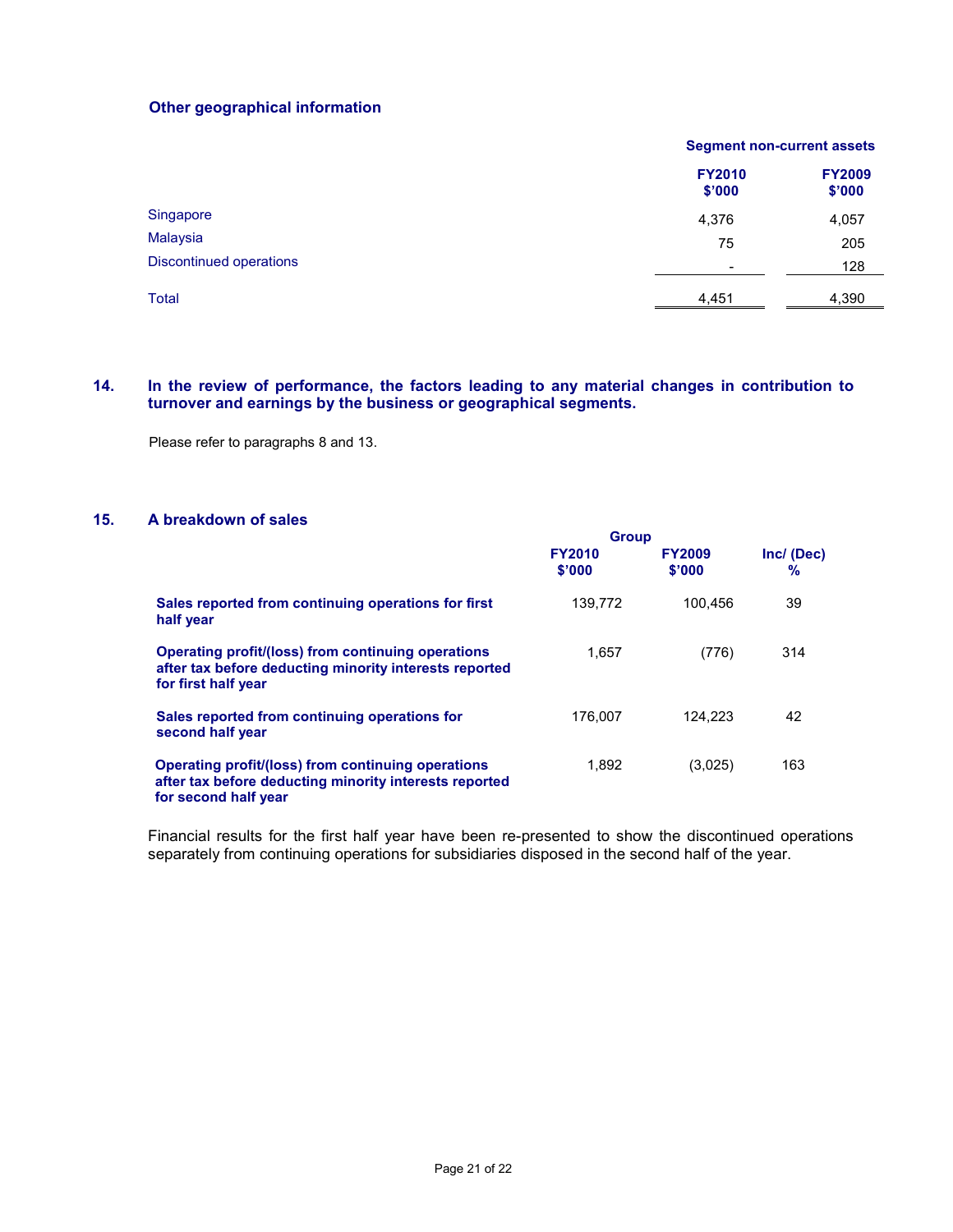### Other geographical information

| | Segment non-current assets | |
|---|---|---|
| | FY2010 $'000 | FY2009 $'000 |
| Singapore | 4,376 | 4,057 |
| Malaysia | 75 | 205 |
| Discontinued operations | - | 128 |
| Total | 4,451 | 4,390 |

## 14. In the review of performance, the factors leading to any material changes in contribution to turnover and earnings by the business or geographical segments.

Please refer to paragraphs 8 and 13.

## 15. A breakdown of sales

| | Group | | |
|---|---|---|---|
| | FY2010 $'000 | FY2009 $'000 | Inc/ (Dec) % |
| **Sales reported from continuing operations for first half year** | 139,772 | 100,456 | 39 |
| **Operating profit/(loss) from continuing operations after tax before deducting minority interests reported for first half year** | 1,657 | (776) | 314 |
| **Sales reported from continuing operations for second half year** | 176,007 | 124,223 | 42 |
| **Operating profit/(loss) from continuing operations after tax before deducting minority interests reported for second half year** | 1,892 | (3,025) | 163 |

Financial results for the first half year have been re-presented to show the discontinued operations separately from continuing operations for subsidiaries disposed in the second half of the year.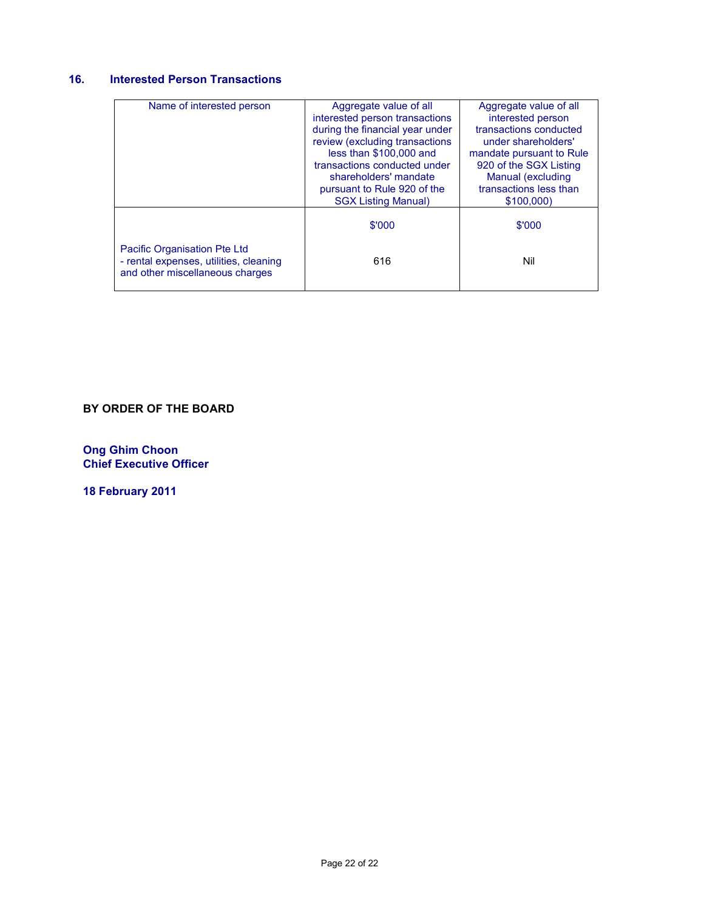## 16. Interested Person Transactions

| Name of interested person | Aggregate value of all interested person transactions during the financial year under review (excluding transactions less than $100,000 and transactions conducted under shareholders' mandate pursuant to Rule 920 of the SGX Listing Manual) | Aggregate value of all interested person transactions conducted under shareholders' mandate pursuant to Rule 920 of the SGX Listing Manual (excluding transactions less than $100,000) |
|---|---|---|
| | $'000 | $'000 |
| Pacific Organisation Pte Ltd<br>- rental expenses, utilities, cleaning and other miscellaneous charges | 616 | Nil |

**BY ORDER OF THE BOARD**

**Ong Ghim Choon**
**Chief Executive Officer**

**18 February 2011**